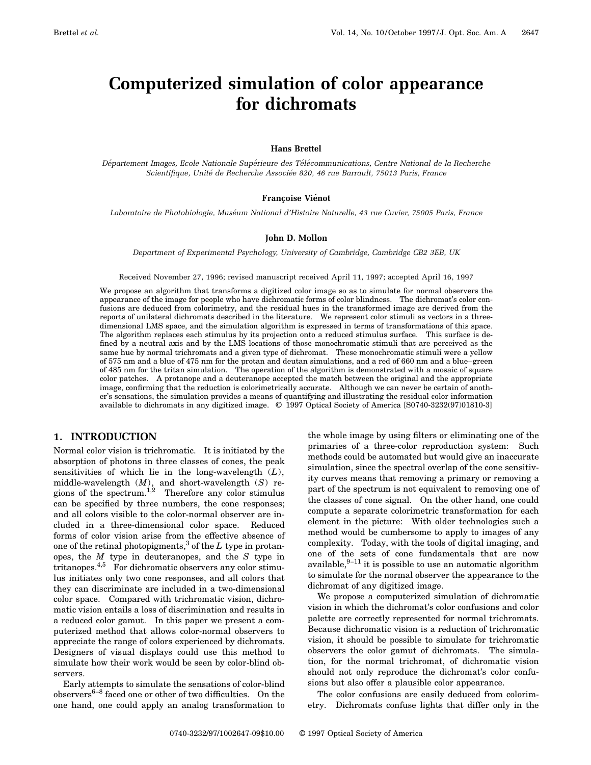# Computerized simulation of color appearance for dichromats

**Hans Brettel**

*Département Images, Ecole Nationale Supérieure des Télécommunications, Centre National de la Recherche Scientifique, Unité de Recherche Associée 820, 46 rue Barrault, 75013 Paris, France*

**Françoise Viénot**

*Laboratoire de Photobiologie, Muséum National d'Histoire Naturelle, 43 rue Cuvier, 75005 Paris, France*

**John D. Mollon**

*Department of Experimental Psychology, University of Cambridge, Cambridge CB2 3EB, UK*

Received November 27, 1996; revised manuscript received April 11, 1997; accepted April 16, 1997

We propose an algorithm that transforms a digitized color image so as to simulate for normal observers the appearance of the image for people who have dichromatic forms of color blindness. The dichromat's color confusions are deduced from colorimetry, and the residual hues in the transformed image are derived from the reports of unilateral dichromats described in the literature. We represent color stimuli as vectors in a three-dimensional LMS space, and the simulation algorithm is expressed in terms of transformations of this space. The algorithm replaces each stimulus by its projection onto a reduced stimulus surface. This surface is defined by a neutral axis and by the LMS locations of those monochromatic stimuli that are perceived as the same hue by normal trichromats and a given type of dichromat. These monochromatic stimuli were a yellow of 575 nm and a blue of 475 nm for the protan and deutan simulations, and a red of 660 nm and a blue–green of 485 nm for the tritan simulation. The operation of the algorithm is demonstrated with a mosaic of square color patches. A protanope and a deuteranope accepted the match between the original and the appropriate image, confirming that the reduction is colorimetrically accurate. Although we can never be certain of another's sensations, the simulation provides a means of quantifying and illustrating the residual color information available to dichromats in any digitized image. © 1997 Optical Society of America [S0740-3232(97)01810-3]

## 1. INTRODUCTION

Normal color vision is trichromatic. It is initiated by the absorption of photons in three classes of cones, the peak sensitivities of which lie in the long-wavelength ($L$), middle-wavelength ($M$), and short-wavelength ($S$) regions of the spectrum.[1,2] Therefore any color stimulus can be specified by three numbers, the cone responses; and all colors visible to the color-normal observer are included in a three-dimensional color space. Reduced forms of color vision arise from the effective absence of one of the retinal photopigments,[3] of the $L$ type in protanopes, the $M$ type in deuteranopes, and the $S$ type in tritanopes.[4,5] For dichromatic observers any color stimulus initiates only two cone responses, and all colors that they can discriminate are included in a two-dimensional color space. Compared with trichromatic vision, dichromatic vision entails a loss of discrimination and results in a reduced color gamut. In this paper we present a computerized method that allows color-normal observers to appreciate the range of colors experienced by dichromats. Designers of visual displays could use this method to simulate how their work would be seen by color-blind observers.

Early attempts to simulate the sensations of color-blind observers[6–8] faced one or other of two difficulties. On the one hand, one could apply an analog transformation to the whole image by using filters or eliminating one of the primaries of a three-color reproduction system: Such methods could be automated but would give an inaccurate simulation, since the spectral overlap of the cone sensitivity curves means that removing a primary or removing a part of the spectrum is not equivalent to removing one of the classes of cone signal. On the other hand, one could compute a separate colorimetric transformation for each element in the picture: With older technologies such a method would be cumbersome to apply to images of any complexity. Today, with the tools of digital imaging, and one of the sets of cone fundamentals that are now available,[9–11] it is possible to use an automatic algorithm to simulate for the normal observer the appearance to the dichromat of any digitized image.

We propose a computerized simulation of dichromatic vision in which the dichromat's color confusions and color palette are correctly represented for normal trichromats. Because dichromatic vision is a reduction of trichromatic vision, it should be possible to simulate for trichromatic observers the color gamut of dichromats. The simulation, for the normal trichromat, of dichromatic vision should not only reproduce the dichromat's color confusions but also offer a plausible color appearance.

The color confusions are easily deduced from colorimetry. Dichromats confuse lights that differ only in the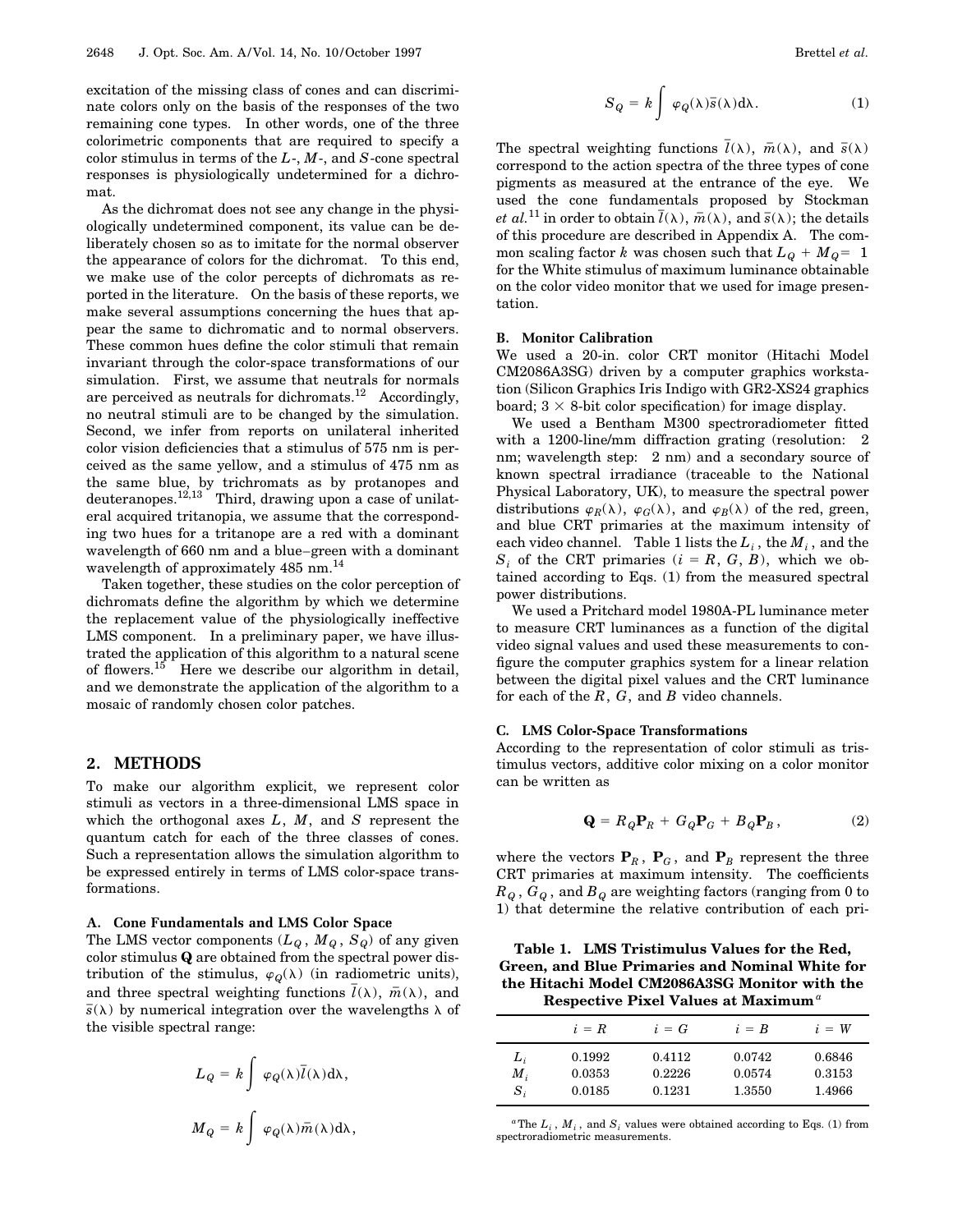excitation of the missing class of cones and can discriminate colors only on the basis of the responses of the two remaining cone types. In other words, one of the three colorimetric components that are required to specify a color stimulus in terms of the $L$-, $M$-, and $S$-cone spectral responses is physiologically undetermined for a dichromat.

As the dichromat does not see any change in the physiologically undetermined component, its value can be deliberately chosen so as to imitate for the normal observer the appearance of colors for the dichromat. To this end, we make use of the color percepts of dichromats as reported in the literature. On the basis of these reports, we make several assumptions concerning the hues that appear the same to dichromatic and to normal observers. These common hues define the color stimuli that remain invariant through the color-space transformations of our simulation. First, we assume that neutrals for normals are perceived as neutrals for dichromats.[12] Accordingly, no neutral stimuli are to be changed by the simulation. Second, we infer from reports on unilateral inherited color vision deficiencies that a stimulus of 575 nm is perceived as the same yellow, and a stimulus of 475 nm as the same blue, by trichromats as by protanopes and deuteranopes.[12,13] Third, drawing upon a case of unilateral acquired tritanopia, we assume that the corresponding two hues for a tritanope are a red with a dominant wavelength of 660 nm and a blue–green with a dominant wavelength of approximately 485 nm.[14]

Taken together, these studies on the color perception of dichromats define the algorithm by which we determine the replacement value of the physiologically ineffective LMS component. In a preliminary paper, we have illustrated the application of this algorithm to a natural scene of flowers.[15] Here we describe our algorithm in detail, and we demonstrate the application of the algorithm to a mosaic of randomly chosen color patches.

## 2. METHODS

To make our algorithm explicit, we represent color stimuli as vectors in a three-dimensional LMS space in which the orthogonal axes $L$, $M$, and $S$ represent the quantum catch for each of the three classes of cones. Such a representation allows the simulation algorithm to be expressed entirely in terms of LMS color-space transformations.

### A. Cone Fundamentals and LMS Color Space

The LMS vector components ($L_Q$, $M_Q$, $S_Q$) of any given color stimulus $\mathbf{Q}$ are obtained from the spectral power distribution of the stimulus, $\varphi_Q(\lambda)$ (in radiometric units), and three spectral weighting functions $\bar{l}(\lambda)$, $\bar{m}(\lambda)$, and $\bar{s}(\lambda)$ by numerical integration over the wavelengths $\lambda$ of the visible spectral range:

$$L_Q = k \int \varphi_Q(\lambda)\bar{l}(\lambda)\mathrm{d}\lambda,$$

$$M_Q = k \int \varphi_Q(\lambda)\bar{m}(\lambda)\mathrm{d}\lambda,$$

$$S_Q = k \int \varphi_Q(\lambda)\bar{s}(\lambda)\mathrm{d}\lambda. \qquad (1)$$

The spectral weighting functions $\bar{l}(\lambda)$, $\bar{m}(\lambda)$, and $\bar{s}(\lambda)$ correspond to the action spectra of the three types of cone pigments as measured at the entrance of the eye. We used the cone fundamentals proposed by Stockman *et al.*[11] in order to obtain $\bar{l}(\lambda)$, $\bar{m}(\lambda)$, and $\bar{s}(\lambda)$; the details of this procedure are described in Appendix A. The common scaling factor $k$ was chosen such that $L_Q + M_Q = 1$ for the White stimulus of maximum luminance obtainable on the color video monitor that we used for image presentation.

### B. Monitor Calibration

We used a 20-in. color CRT monitor (Hitachi Model CM2086A3SG) driven by a computer graphics workstation (Silicon Graphics Iris Indigo with GR2-XS24 graphics board; $3 \times 8$-bit color specification) for image display.

We used a Bentham M300 spectroradiometer fitted with a 1200-line/mm diffraction grating (resolution: 2 nm; wavelength step: 2 nm) and a secondary source of known spectral irradiance (traceable to the National Physical Laboratory, UK), to measure the spectral power distributions $\varphi_R(\lambda)$, $\varphi_G(\lambda)$, and $\varphi_B(\lambda)$ of the red, green, and blue CRT primaries at the maximum intensity of each video channel. Table 1 lists the $L_i$, the $M_i$, and the $S_i$ of the CRT primaries ($i = R, G, B$), which we obtained according to Eqs. (1) from the measured spectral power distributions.

We used a Pritchard model 1980A-PL luminance meter to measure CRT luminances as a function of the digital video signal values and used these measurements to configure the computer graphics system for a linear relation between the digital pixel values and the CRT luminance for each of the $R$, $G$, and $B$ video channels.

### C. LMS Color-Space Transformations

According to the representation of color stimuli as tristimulus vectors, additive color mixing on a color monitor can be written as

$$\mathbf{Q} = R_Q\mathbf{P}_R + G_Q\mathbf{P}_G + B_Q\mathbf{P}_B, \qquad (2)$$

where the vectors $\mathbf{P}_R$, $\mathbf{P}_G$, and $\mathbf{P}_B$ represent the three CRT primaries at maximum intensity. The coefficients $R_Q$, $G_Q$, and $B_Q$ are weighting factors (ranging from 0 to 1) that determine the relative contribution of each pri-

**Table 1. LMS Tristimulus Values for the Red, Green, and Blue Primaries and Nominal White for the Hitachi Model CM2086A3SG Monitor with the Respective Pixel Values at Maximum**[a]

| | $i = R$ | $i = G$ | $i = B$ | $i = W$ |
|---|---|---|---|---|
| $L_i$ | 0.1992 | 0.4112 | 0.0742 | 0.6846 |
| $M_i$ | 0.0353 | 0.2226 | 0.0574 | 0.3153 |
| $S_i$ | 0.0185 | 0.1231 | 1.3550 | 1.4966 |

[a] The $L_i$, $M_i$, and $S_i$ values were obtained according to Eqs. (1) from spectroradiometric measurements.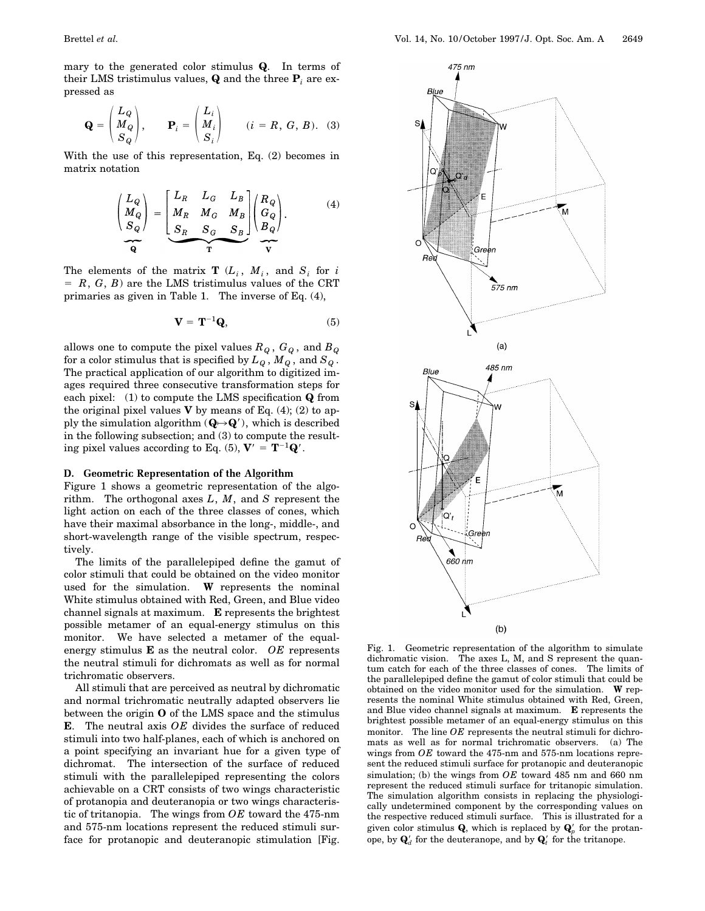mary to the generated color stimulus $\mathbf{Q}$. In terms of their LMS tristimulus values, $\mathbf{Q}$ and the three $\mathbf{P}_i$ are expressed as

$$\mathbf{Q} = \begin{pmatrix} L_Q \\ M_Q \\ S_Q \end{pmatrix}, \qquad \mathbf{P}_i = \begin{pmatrix} L_i \\ M_i \\ S_i \end{pmatrix} \qquad (i = R, G, B). \quad (3)$$

With the use of this representation, Eq. (2) becomes in matrix notation

$$\underbrace{\begin{pmatrix} L_Q \\ M_Q \\ S_Q \end{pmatrix}}_{\mathbf{Q}} = \underbrace{\begin{bmatrix} L_R & L_G & L_B \\ M_R & M_G & M_B \\ S_R & S_G & S_B \end{bmatrix}}_{\mathbf{T}} \underbrace{\begin{pmatrix} R_Q \\ G_Q \\ B_Q \end{pmatrix}}_{\mathbf{V}}. \quad (4)$$

The elements of the matrix $\mathbf{T}$ ($L_i$, $M_i$, and $S_i$ for $i = R, G, B$) are the LMS tristimulus values of the CRT primaries as given in Table 1. The inverse of Eq. (4),

$$\mathbf{V} = \mathbf{T}^{-1}\mathbf{Q}, \quad (5)$$

allows one to compute the pixel values $R_Q$, $G_Q$, and $B_Q$ for a color stimulus that is specified by $L_Q$, $M_Q$, and $S_Q$. The practical application of our algorithm to digitized images required three consecutive transformation steps for each pixel: (1) to compute the LMS specification $\mathbf{Q}$ from the original pixel values $\mathbf{V}$ by means of Eq. (4); (2) to apply the simulation algorithm ($\mathbf{Q} \mapsto \mathbf{Q}'$), which is described in the following subsection; and (3) to compute the resulting pixel values according to Eq. (5), $\mathbf{V}' = \mathbf{T}^{-1}\mathbf{Q}'$.

### D. Geometric Representation of the Algorithm

Figure 1 shows a geometric representation of the algorithm. The orthogonal axes $L$, $M$, and $S$ represent the light action on each of the three classes of cones, which have their maximal absorbance in the long-, middle-, and short-wavelength range of the visible spectrum, respectively.

The limits of the parallelepiped define the gamut of color stimuli that could be obtained on the video monitor used for the simulation. $\mathbf{W}$ represents the nominal White stimulus obtained with Red, Green, and Blue video channel signals at maximum. $\mathbf{E}$ represents the brightest possible metamer of an equal-energy stimulus on this monitor. We have selected a metamer of the equal-energy stimulus $\mathbf{E}$ as the neutral color. $OE$ represents the neutral stimuli for dichromats as well as for normal trichromatic observers.

All stimuli that are perceived as neutral by dichromatic and normal trichromatic neutrally adapted observers lie between the origin $\mathbf{O}$ of the LMS space and the stimulus $\mathbf{E}$. The neutral axis $OE$ divides the surface of reduced stimuli into two half-planes, each of which is anchored on a point specifying an invariant hue for a given type of dichromat. The intersection of the surface of reduced stimuli with the parallelepiped representing the colors achievable on a CRT consists of two wings characteristic of protanopia and deuteranopia or two wings characteristic of tritanopia. The wings from $OE$ toward the 475-nm and 575-nm locations represent the reduced stimuli surface for protanopic and deuteranopic stimulation [Fig.

Fig. 1. Geometric representation of the algorithm to simulate dichromatic vision. The axes L, M, and S represent the quantum catch for each of the three classes of cones. The limits of the parallelepiped define the gamut of color stimuli that could be obtained on the video monitor used for the simulation. $\mathbf{W}$ represents the nominal White stimulus obtained with Red, Green, and Blue video channel signals at maximum. $\mathbf{E}$ represents the brightest possible metamer of an equal-energy stimulus on this monitor. The line $OE$ represents the neutral stimuli for dichromats as well as for normal trichromatic observers. (a) The wings from $OE$ toward the 475-nm and 575-nm locations represent the reduced stimuli surface for protanopic and deuteranopic simulation; (b) the wings from $OE$ toward 485 nm and 660 nm represent the reduced stimuli surface for tritanopic simulation. The simulation algorithm consists in replacing the physiologically undetermined component by the corresponding values on the respective reduced stimuli surface. This is illustrated for a given color stimulus $\mathbf{Q}$, which is replaced by $\mathbf{Q}'_p$ for the protanope, by $\mathbf{Q}'_d$ for the deuteranope, and by $\mathbf{Q}'_t$ for the tritanope.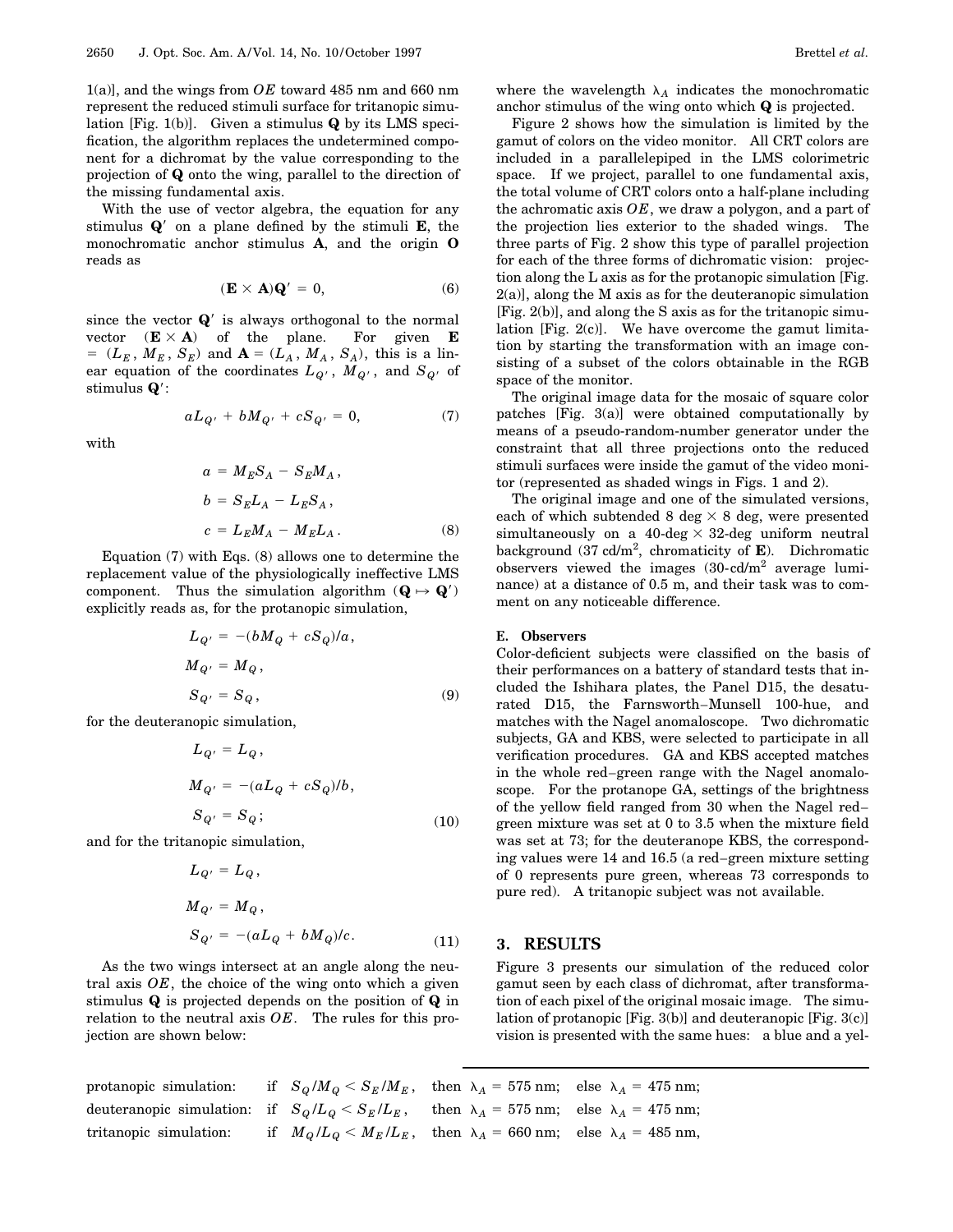1(a)], and the wings from $OE$ toward 485 nm and 660 nm represent the reduced stimuli surface for tritanopic simulation [Fig. 1(b)]. Given a stimulus $\mathbf{Q}$ by its LMS specification, the algorithm replaces the undetermined component for a dichromat by the value corresponding to the projection of $\mathbf{Q}$ onto the wing, parallel to the direction of the missing fundamental axis.

With the use of vector algebra, the equation for any stimulus $\mathbf{Q}'$ on a plane defined by the stimuli $\mathbf{E}$, the monochromatic anchor stimulus $\mathbf{A}$, and the origin $\mathbf{O}$ reads as

$$(\mathbf{E} \times \mathbf{A})\mathbf{Q}' = 0, \tag{6}$$

since the vector $\mathbf{Q}'$ is always orthogonal to the normal vector $(\mathbf{E} \times \mathbf{A})$ of the plane. For given $\mathbf{E} = (L_E, M_E, S_E)$ and $\mathbf{A} = (L_A, M_A, S_A)$, this is a linear equation of the coordinates $L_{Q'}$, $M_{Q'}$, and $S_{Q'}$ of stimulus $\mathbf{Q}'$:

$$aL_{Q'} + bM_{Q'} + cS_{Q'} = 0, \tag{7}$$

with

$$\begin{aligned} a &= M_E S_A - S_E M_A, \\ b &= S_E L_A - L_E S_A, \\ c &= L_E M_A - M_E L_A. \end{aligned} \tag{8}$$

Equation (7) with Eqs. (8) allows one to determine the replacement value of the physiologically ineffective LMS component. Thus the simulation algorithm $(\mathbf{Q} \mapsto \mathbf{Q}')$ explicitly reads as, for the protanopic simulation,

$$\begin{aligned} L_{Q'} &= -(bM_Q + cS_Q)/a, \\ M_{Q'} &= M_Q, \\ S_{Q'} &= S_Q, \end{aligned} \tag{9}$$

for the deuteranopic simulation,

$$\begin{aligned} L_{Q'} &= L_Q, \\ M_{Q'} &= -(aL_Q + cS_Q)/b, \\ S_{Q'} &= S_Q; \end{aligned} \tag{10}$$

and for the tritanopic simulation,

$$\begin{aligned} L_{Q'} &= L_Q, \\ M_{Q'} &= M_Q, \\ S_{Q'} &= -(aL_Q + bM_Q)/c. \end{aligned} \tag{11}$$

As the two wings intersect at an angle along the neutral axis $OE$, the choice of the wing onto which a given stimulus $\mathbf{Q}$ is projected depends on the position of $\mathbf{Q}$ in relation to the neutral axis $OE$. The rules for this projection are shown below:

| | | | |
|---|---|---|---|
| protanopic simulation: | if $S_Q/M_Q < S_E/M_E$, | then $\lambda_A = 575$ nm; | else $\lambda_A = 475$ nm; |
| deuteranopic simulation: | if $S_Q/L_Q < S_E/L_E$, | then $\lambda_A = 575$ nm; | else $\lambda_A = 475$ nm; |
| tritanopic simulation: | if $M_Q/L_Q < M_E/L_E$, | then $\lambda_A = 660$ nm; | else $\lambda_A = 485$ nm, |

where the wavelength $\lambda_A$ indicates the monochromatic anchor stimulus of the wing onto which $\mathbf{Q}$ is projected.

Figure 2 shows how the simulation is limited by the gamut of colors on the video monitor. All CRT colors are included in a parallelepiped in the LMS colorimetric space. If we project, parallel to one fundamental axis, the total volume of CRT colors onto a half-plane including the achromatic axis $OE$, we draw a polygon, and a part of the projection lies exterior to the shaded wings. The three parts of Fig. 2 show this type of parallel projection for each of the three forms of dichromatic vision: projection along the L axis as for the protanopic simulation [Fig. 2(a)], along the M axis as for the deuteranopic simulation [Fig. 2(b)], and along the S axis as for the tritanopic simulation [Fig. 2(c)]. We have overcome the gamut limitation by starting the transformation with an image consisting of a subset of the colors obtainable in the RGB space of the monitor.

The original image data for the mosaic of square color patches [Fig. 3(a)] were obtained computationally by means of a pseudo-random-number generator under the constraint that all three projections onto the reduced stimuli surfaces were inside the gamut of the video monitor (represented as shaded wings in Figs. 1 and 2).

The original image and one of the simulated versions, each of which subtended 8 deg × 8 deg, were presented simultaneously on a 40-deg × 32-deg uniform neutral background (37 cd/m$^2$, chromaticity of $\mathbf{E}$). Dichromatic observers viewed the images (30-cd/m$^2$ average luminance) at a distance of 0.5 m, and their task was to comment on any noticeable difference.

### E. Observers

Color-deficient subjects were classified on the basis of their performances on a battery of standard tests that included the Ishihara plates, the Panel D15, the desaturated D15, the Farnsworth–Munsell 100-hue, and matches with the Nagel anomaloscope. Two dichromatic subjects, GA and KBS, were selected to participate in all verification procedures. GA and KBS accepted matches in the whole red–green range with the Nagel anomaloscope. For the protanope GA, settings of the brightness of the yellow field ranged from 30 when the Nagel red–green mixture was set at 0 to 3.5 when the mixture field was set at 73; for the deuteranope KBS, the corresponding values were 14 and 16.5 (a red–green mixture setting of 0 represents pure green, whereas 73 corresponds to pure red). A tritanopic subject was not available.

## 3. RESULTS

Figure 3 presents our simulation of the reduced color gamut seen by each class of dichromat, after transformation of each pixel of the original mosaic image. The simulation of protanopic [Fig. 3(b)] and deuteranopic [Fig. 3(c)] vision is presented with the same hues: a blue and a yel-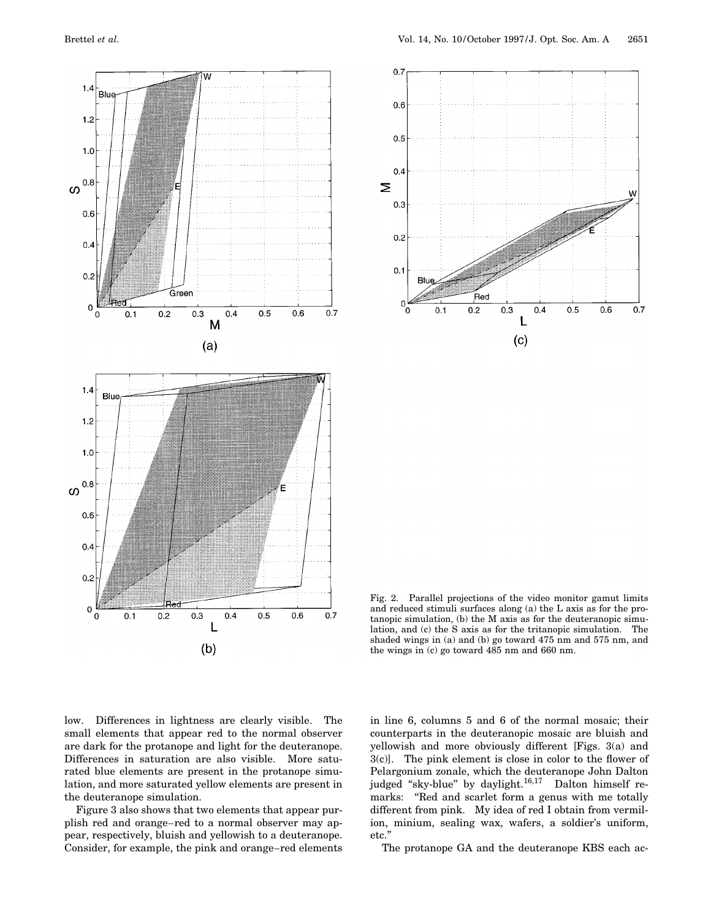Fig. 2. Parallel projections of the video monitor gamut limits and reduced stimuli surfaces along (a) the L axis as for the protanopic simulation, (b) the M axis as for the deuteranopic simulation, and (c) the S axis as for the tritanopic simulation. The shaded wings in (a) and (b) go toward 475 nm and 575 nm, and the wings in (c) go toward 485 nm and 660 nm.

low. Differences in lightness are clearly visible. The small elements that appear red to the normal observer are dark for the protanope and light for the deuteranope. Differences in saturation are also visible. More saturated blue elements are present in the protanope simulation, and more saturated yellow elements are present in the deuteranope simulation.

Figure 3 also shows that two elements that appear purplish red and orange–red to a normal observer may appear, respectively, bluish and yellowish to a deuteranope. Consider, for example, the pink and orange–red elements in line 6, columns 5 and 6 of the normal mosaic; their counterparts in the deuteranopic mosaic are bluish and yellowish and more obviously different [Figs. 3(a) and 3(c)]. The pink element is close in color to the flower of Pelargonium zonale, which the deuteranope John Dalton judged "sky-blue" by daylight.[16,17] Dalton himself remarks: "Red and scarlet form a genus with me totally different from pink. My idea of red I obtain from vermilion, minium, sealing wax, wafers, a soldier's uniform, etc."

The protanope GA and the deuteranope KBS each ac-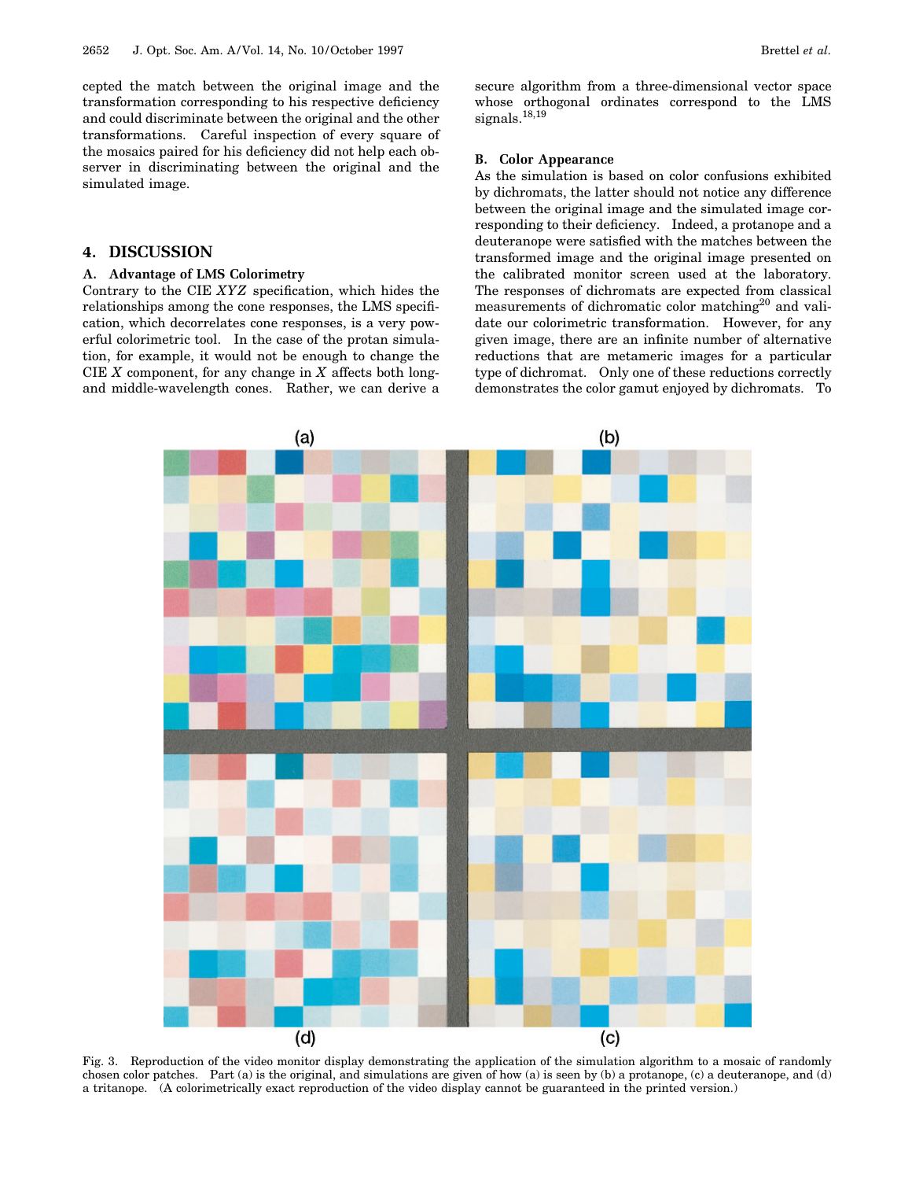cepted the match between the original image and the transformation corresponding to his respective deficiency and could discriminate between the original and the other transformations. Careful inspection of every square of the mosaics paired for his deficiency did not help each observer in discriminating between the original and the simulated image.

## 4. DISCUSSION

### A. Advantage of LMS Colorimetry

Contrary to the CIE *XYZ* specification, which hides the relationships among the cone responses, the LMS specification, which decorrelates cone responses, is a very powerful colorimetric tool. In the case of the protan simulation, for example, it would not be enough to change the CIE *X* component, for any change in *X* affects both long- and middle-wavelength cones. Rather, we can derive a secure algorithm from a three-dimensional vector space whose orthogonal ordinates correspond to the LMS signals.[18,19]

### B. Color Appearance

As the simulation is based on color confusions exhibited by dichromats, the latter should not notice any difference between the original image and the simulated image corresponding to their deficiency. Indeed, a protanope and a deuteranope were satisfied with the matches between the transformed image and the original image presented on the calibrated monitor screen used at the laboratory. The responses of dichromats are expected from classical measurements of dichromatic color matching[20] and validate our colorimetric transformation. However, for any given image, there are an infinite number of alternative reductions that are metameric images for a particular type of dichromat. Only one of these reductions correctly demonstrates the color gamut enjoyed by dichromats. To

Fig. 3. Reproduction of the video monitor display demonstrating the application of the simulation algorithm to a mosaic of randomly chosen color patches. Part (a) is the original, and simulations are given of how (a) is seen by (b) a protanope, (c) a deuteranope, and (d) a tritanope. (A colorimetrically exact reproduction of the video display cannot be guaranteed in the printed version.)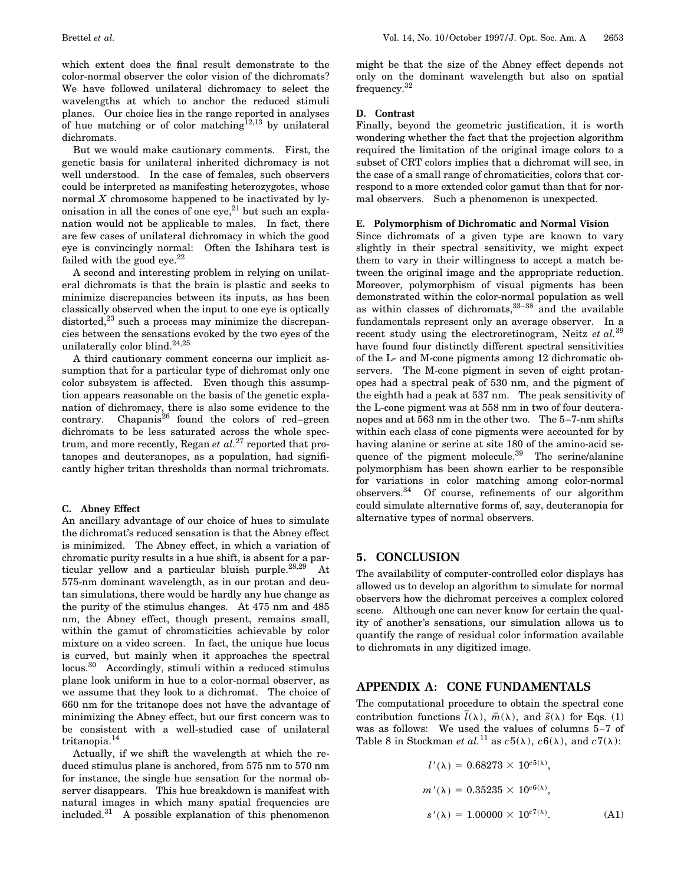which extent does the final result demonstrate to the color-normal observer the color vision of the dichromats? We have followed unilateral dichromacy to select the wavelengths at which to anchor the reduced stimuli planes. Our choice lies in the range reported in analyses of hue matching or of color matching[12,13] by unilateral dichromats.

But we would make cautionary comments. First, the genetic basis for unilateral inherited dichromacy is not well understood. In the case of females, such observers could be interpreted as manifesting heterozygotes, whose normal $X$ chromosome happened to be inactivated by lyonisation in all the cones of one eye,[21] but such an explanation would not be applicable to males. In fact, there are few cases of unilateral dichromacy in which the good eye is convincingly normal: Often the Ishihara test is failed with the good eye.[22]

A second and interesting problem in relying on unilateral dichromats is that the brain is plastic and seeks to minimize discrepancies between its inputs, as has been classically observed when the input to one eye is optically distorted,[23] such a process may minimize the discrepancies between the sensations evoked by the two eyes of the unilaterally color blind.[24,25]

A third cautionary comment concerns our implicit assumption that for a particular type of dichromat only one color subsystem is affected. Even though this assumption appears reasonable on the basis of the genetic explanation of dichromacy, there is also some evidence to the contrary. Chapanis[26] found the colors of red–green dichromats to be less saturated across the whole spectrum, and more recently, Regan *et al.*[27] reported that protanopes and deuteranopes, as a population, had significantly higher tritan thresholds than normal trichromats.

### C. Abney Effect

An ancillary advantage of our choice of hues to simulate the dichromat's reduced sensation is that the Abney effect is minimized. The Abney effect, in which a variation of chromatic purity results in a hue shift, is absent for a particular yellow and a particular bluish purple.[28,29] At 575-nm dominant wavelength, as in our protan and deutan simulations, there would be hardly any hue change as the purity of the stimulus changes. At 475 nm and 485 nm, the Abney effect, though present, remains small, within the gamut of chromaticities achievable by color mixture on a video screen. In fact, the unique hue locus is curved, but mainly when it approaches the spectral locus.[30] Accordingly, stimuli within a reduced stimulus plane look uniform in hue to a color-normal observer, as we assume that they look to a dichromat. The choice of 660 nm for the tritanope does not have the advantage of minimizing the Abney effect, but our first concern was to be consistent with a well-studied case of unilateral tritanopia.[14]

Actually, if we shift the wavelength at which the reduced stimulus plane is anchored, from 575 nm to 570 nm for instance, the single hue sensation for the normal observer disappears. This hue breakdown is manifest with natural images in which many spatial frequencies are included.[31] A possible explanation of this phenomenon might be that the size of the Abney effect depends not only on the dominant wavelength but also on spatial frequency.[32]

### D. Contrast

Finally, beyond the geometric justification, it is worth wondering whether the fact that the projection algorithm required the limitation of the original image colors to a subset of CRT colors implies that a dichromat will see, in the case of a small range of chromaticities, colors that correspond to a more extended color gamut than that for normal observers. Such a phenomenon is unexpected.

### E. Polymorphism of Dichromatic and Normal Vision

Since dichromats of a given type are known to vary slightly in their spectral sensitivity, we might expect them to vary in their willingness to accept a match between the original image and the appropriate reduction. Moreover, polymorphism of visual pigments has been demonstrated within the color-normal population as well as within classes of dichromats,[33–38] and the available fundamentals represent only an average observer. In a recent study using the electroretinogram, Neitz *et al.*[39] have found four distinctly different spectral sensitivities of the L- and M-cone pigments among 12 dichromatic observers. The M-cone pigment in seven of eight protanopes had a spectral peak of 530 nm, and the pigment of the eighth had a peak at 537 nm. The peak sensitivity of the L-cone pigment was at 558 nm in two of four deuteranopes and at 563 nm in the other two. The 5–7-nm shifts within each class of cone pigments were accounted for by having alanine or serine at site 180 of the amino-acid sequence of the pigment molecule.[39] The serine/alanine polymorphism has been shown earlier to be responsible for variations in color matching among color-normal observers.[34] Of course, refinements of our algorithm could simulate alternative forms of, say, deuteranopia for alternative types of normal observers.

## 5. CONCLUSION

The availability of computer-controlled color displays has allowed us to develop an algorithm to simulate for normal observers how the dichromat perceives a complex colored scene. Although one can never know for certain the quality of another's sensations, our simulation allows us to quantify the range of residual color information available to dichromats in any digitized image.

## APPENDIX A: CONE FUNDAMENTALS

The computational procedure to obtain the spectral cone contribution functions $\bar{l}(\lambda)$, $\bar{m}(\lambda)$, and $\bar{s}(\lambda)$ for Eqs. (1) was as follows: We used the values of columns 5–7 of Table 8 in Stockman *et al.*[11] as $c5(\lambda)$, $c6(\lambda)$, and $c7(\lambda)$:

$$l'(\lambda) = 0.68273 \times 10^{c5(\lambda)},$$

$$m'(\lambda) = 0.35235 \times 10^{c6(\lambda)},$$

$$s'(\lambda) = 1.00000 \times 10^{c7(\lambda)}. \tag{A1}$$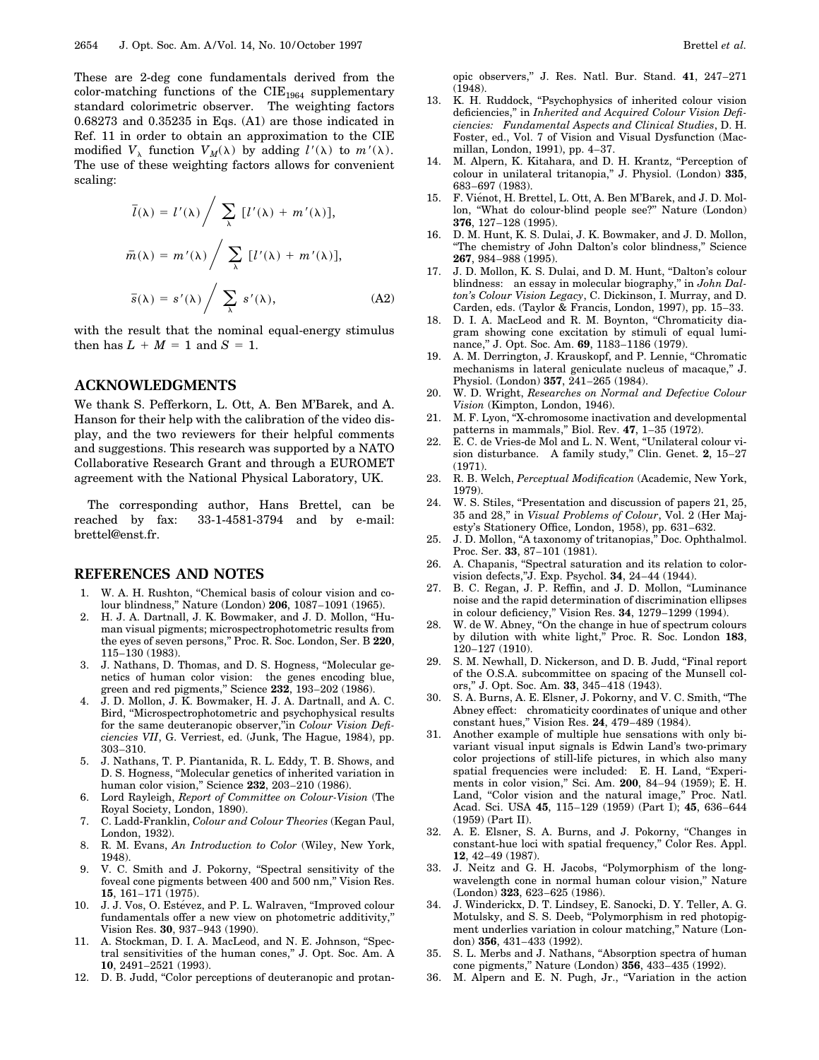These are 2-deg cone fundamentals derived from the color-matching functions of the $\mathrm{CIE}_{1964}$ supplementary standard colorimetric observer. The weighting factors 0.68273 and 0.35235 in Eqs. (A1) are those indicated in Ref. 11 in order to obtain an approximation to the CIE modified $V_\lambda$ function $V_M(\lambda)$ by adding $l'(\lambda)$ to $m'(\lambda)$. The use of these weighting factors allows for convenient scaling:

$$\bar{l}(\lambda) = l'(\lambda) \Big/ \sum_\lambda [l'(\lambda) + m'(\lambda)],$$

$$\bar{m}(\lambda) = m'(\lambda) \Big/ \sum_\lambda [l'(\lambda) + m'(\lambda)],$$

$$\bar{s}(\lambda) = s'(\lambda) \Big/ \sum_\lambda s'(\lambda), \tag{A2}$$

with the result that the nominal equal-energy stimulus then has $L + M = 1$ and $S = 1$.

## ACKNOWLEDGMENTS

We thank S. Pefferkorn, L. Ott, A. Ben M'Barek, and A. Hanson for their help with the calibration of the video display, and the two reviewers for their helpful comments and suggestions. This research was supported by a NATO Collaborative Research Grant and through a EUROMET agreement with the National Physical Laboratory, UK.

The corresponding author, Hans Brettel, can be reached by fax: 33-1-4581-3794 and by e-mail: brettel@enst.fr.

## REFERENCES AND NOTES

1. W. A. H. Rushton, "Chemical basis of colour vision and colour blindness," Nature (London) **206**, 1087–1091 (1965).
2. H. J. A. Dartnall, J. K. Bowmaker, and J. D. Mollon, "Human visual pigments; microspectrophotometric results from the eyes of seven persons," Proc. R. Soc. London, Ser. B **220**, 115–130 (1983).
3. J. Nathans, D. Thomas, and D. S. Hogness, "Molecular genetics of human color vision: the genes encoding blue, green and red pigments," Science **232**, 193–202 (1986).
4. J. D. Mollon, J. K. Bowmaker, H. J. A. Dartnall, and A. C. Bird, "Microspectrophotometric and psychophysical results for the same deuteranopic observer,"in *Colour Vision Deficiencies VII*, G. Verriest, ed. (Junk, The Hague, 1984), pp. 303–310.
5. J. Nathans, T. P. Piantanida, R. L. Eddy, T. B. Shows, and D. S. Hogness, "Molecular genetics of inherited variation in human color vision," Science **232**, 203–210 (1986).
6. Lord Rayleigh, *Report of Committee on Colour-Vision* (The Royal Society, London, 1890).
7. C. Ladd-Franklin, *Colour and Colour Theories* (Kegan Paul, London, 1932).
8. R. M. Evans, *An Introduction to Color* (Wiley, New York, 1948).
9. V. C. Smith and J. Pokorny, "Spectral sensitivity of the foveal cone pigments between 400 and 500 nm," Vision Res. **15**, 161–171 (1975).
10. J. J. Vos, O. Estévez, and P. L. Walraven, "Improved colour fundamentals offer a new view on photometric additivity," Vision Res. **30**, 937–943 (1990).
11. A. Stockman, D. I. A. MacLeod, and N. E. Johnson, "Spectral sensitivities of the human cones," J. Opt. Soc. Am. A **10**, 2491–2521 (1993).
12. D. B. Judd, "Color perceptions of deuteranopic and protanopic observers," J. Res. Natl. Bur. Stand. **41**, 247–271 (1948).
13. K. H. Ruddock, "Psychophysics of inherited colour vision deficiencies," in *Inherited and Acquired Colour Vision Deficiencies: Fundamental Aspects and Clinical Studies*, D. H. Foster, ed., Vol. 7 of Vision and Visual Dysfunction (Macmillan, London, 1991), pp. 4–37.
14. M. Alpern, K. Kitahara, and D. H. Krantz, "Perception of colour in unilateral tritanopia," J. Physiol. (London) **335**, 683–697 (1983).
15. F. Viénot, H. Brettel, L. Ott, A. Ben M'Barek, and J. D. Mollon, "What do colour-blind people see?" Nature (London) **376**, 127–128 (1995).
16. D. M. Hunt, K. S. Dulai, J. K. Bowmaker, and J. D. Mollon, "The chemistry of John Dalton's color blindness," Science **267**, 984–988 (1995).
17. J. D. Mollon, K. S. Dulai, and D. M. Hunt, "Dalton's colour blindness: an essay in molecular biography," in *John Dalton's Colour Vision Legacy*, C. Dickinson, I. Murray, and D. Carden, eds. (Taylor & Francis, London, 1997), pp. 15–33.
18. D. I. A. MacLeod and R. M. Boynton, "Chromaticity diagram showing cone excitation by stimuli of equal luminance," J. Opt. Soc. Am. **69**, 1183–1186 (1979).
19. A. M. Derrington, J. Krauskopf, and P. Lennie, "Chromatic mechanisms in lateral geniculate nucleus of macaque," J. Physiol. (London) **357**, 241–265 (1984).
20. W. D. Wright, *Researches on Normal and Defective Colour Vision* (Kimpton, London, 1946).
21. M. F. Lyon, "X-chromosome inactivation and developmental patterns in mammals," Biol. Rev. **47**, 1–35 (1972).
22. E. C. de Vries-de Mol and L. N. Went, "Unilateral colour vision disturbance. A family study," Clin. Genet. **2**, 15–27 (1971).
23. R. B. Welch, *Perceptual Modification* (Academic, New York, 1979).
24. W. S. Stiles, "Presentation and discussion of papers 21, 25, 35 and 28," in *Visual Problems of Colour*, Vol. 2 (Her Majesty's Stationery Office, London, 1958), pp. 631–632.
25. J. D. Mollon, "A taxonomy of tritanopias," Doc. Ophthalmol. Proc. Ser. **33**, 87–101 (1981).
26. A. Chapanis, "Spectral saturation and its relation to color-vision defects,"J. Exp. Psychol. **34**, 24–44 (1944).
27. B. C. Regan, J. P. Reffin, and J. D. Mollon, "Luminance noise and the rapid determination of discrimination ellipses in colour deficiency," Vision Res. **34**, 1279–1299 (1994).
28. W. de W. Abney, "On the change in hue of spectrum colours by dilution with white light," Proc. R. Soc. London **183**, 120–127 (1910).
29. S. M. Newhall, D. Nickerson, and D. B. Judd, "Final report of the O.S.A. subcommittee on spacing of the Munsell colors," J. Opt. Soc. Am. **33**, 345–418 (1943).
30. S. A. Burns, A. E. Elsner, J. Pokorny, and V. C. Smith, "The Abney effect: chromaticity coordinates of unique and other constant hues," Vision Res. **24**, 479–489 (1984).
31. Another example of multiple hue sensations with only bivariant visual input signals is Edwin Land's two-primary color projections of still-life pictures, in which also many spatial frequencies were included: E. H. Land, "Experiments in color vision," Sci. Am. **200**, 84–94 (1959); E. H. Land, "Color vision and the natural image," Proc. Natl. Acad. Sci. USA **45**, 115–129 (1959) (Part I); **45**, 636–644 (1959) (Part II).
32. A. E. Elsner, S. A. Burns, and J. Pokorny, "Changes in constant-hue loci with spatial frequency," Color Res. Appl. **12**, 42–49 (1987).
33. J. Neitz and G. H. Jacobs, "Polymorphism of the long-wavelength cone in normal human colour vision," Nature (London) **323**, 623–625 (1986).
34. J. Winderickx, D. T. Lindsey, E. Sanocki, D. Y. Teller, A. G. Motulsky, and S. S. Deeb, "Polymorphism in red photopigment underlies variation in colour matching," Nature (London) **356**, 431–433 (1992).
35. S. L. Merbs and J. Nathans, "Absorption spectra of human cone pigments," Nature (London) **356**, 433–435 (1992).
36. M. Alpern and E. N. Pugh, Jr., "Variation in the action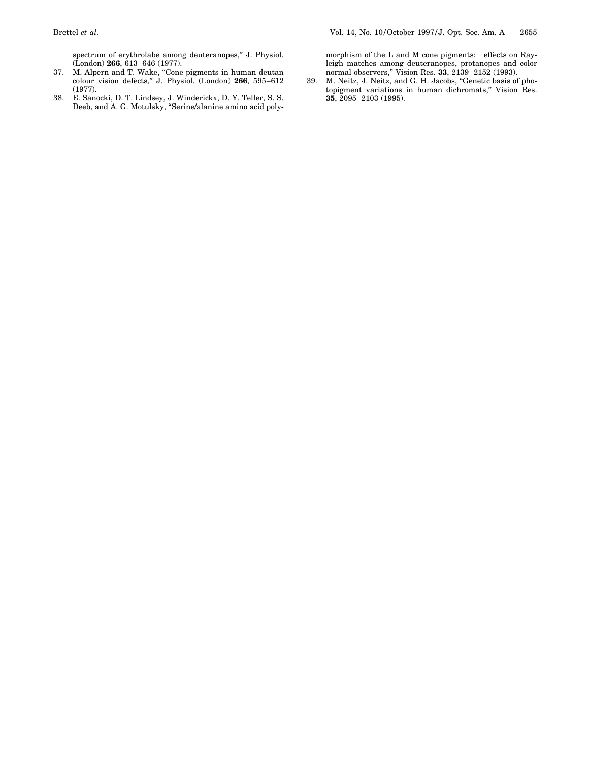spectrum of erythrolabe among deuteranopes," J. Physiol. (London) **266**, 613–646 (1977).

37. M. Alpern and T. Wake, "Cone pigments in human deutan colour vision defects," J. Physiol. (London) **266**, 595–612 (1977).
38. E. Sanocki, D. T. Lindsey, J. Winderickx, D. Y. Teller, S. S. Deeb, and A. G. Motulsky, "Serine/alanine amino acid polymorphism of the L and M cone pigments: effects on Rayleigh matches among deuteranopes, protanopes and color normal observers," Vision Res. **33**, 2139–2152 (1993).
39. M. Neitz, J. Neitz, and G. H. Jacobs, "Genetic basis of photopigment variations in human dichromats," Vision Res. **35**, 2095–2103 (1995).